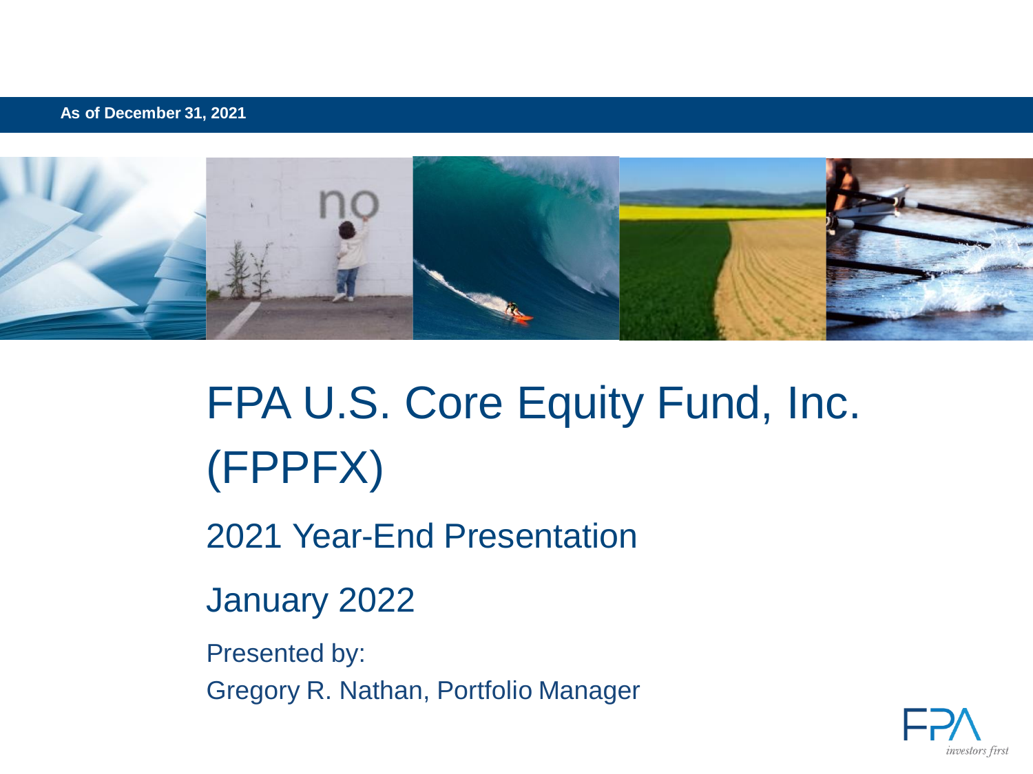As of December 31, 2021

# FPA U.S. Core Equity Fund, Inc. (FPPFX)

## 2021 Year-End Presentation

## January 2022

Presented by:

Gregory R. Nathan, Portfolio Manager

FPA *investors first*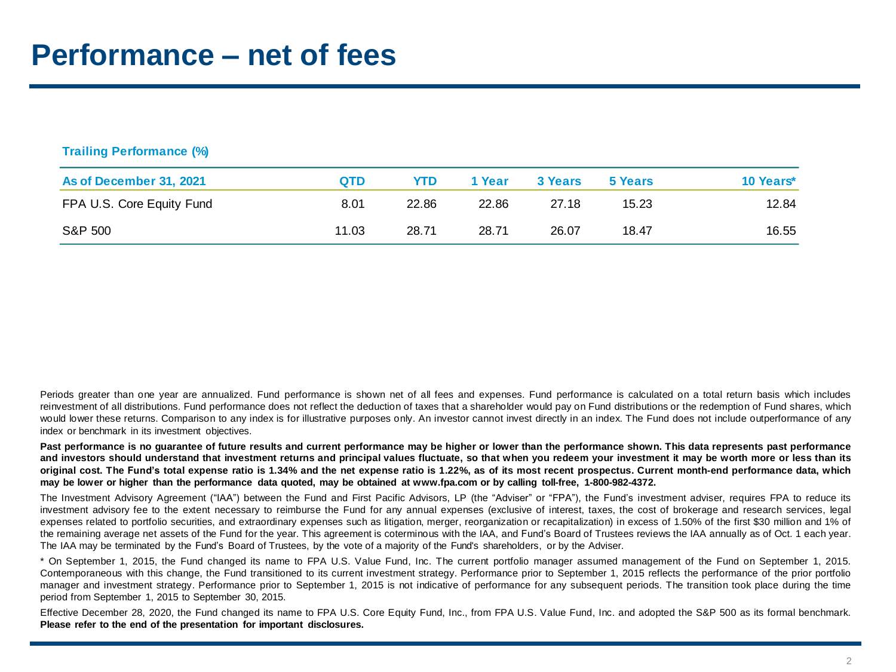# Performance – net of fees

**Trailing Performance (%)**

| As of December 31, 2021 | QTD | YTD | 1 Year | 3 Years | 5 Years | 10 Years* |
|---|---|---|---|---|---|---|
| FPA U.S. Core Equity Fund | 8.01 | 22.86 | 22.86 | 27.18 | 15.23 | 12.84 |
| S&P 500 | 11.03 | 28.71 | 28.71 | 26.07 | 18.47 | 16.55 |

Periods greater than one year are annualized. Fund performance is shown net of all fees and expenses. Fund performance is calculated on a total return basis which includes reinvestment of all distributions. Fund performance does not reflect the deduction of taxes that a shareholder would pay on Fund distributions or the redemption of Fund shares, which would lower these returns. Comparison to any index is for illustrative purposes only. An investor cannot invest directly in an index. The Fund does not include outperformance of any index or benchmark in its investment objectives.

**Past performance is no guarantee of future results and current performance may be higher or lower than the performance shown. This data represents past performance and investors should understand that investment returns and principal values fluctuate, so that when you redeem your investment it may be worth more or less than its original cost. The Fund's total expense ratio is 1.34% and the net expense ratio is 1.22%, as of its most recent prospectus. Current month-end performance data, which may be lower or higher than the performance data quoted, may be obtained at www.fpa.com or by calling toll-free, 1-800-982-4372.**

The Investment Advisory Agreement ("IAA") between the Fund and First Pacific Advisors, LP (the "Adviser" or "FPA"), the Fund's investment adviser, requires FPA to reduce its investment advisory fee to the extent necessary to reimburse the Fund for any annual expenses (exclusive of interest, taxes, the cost of brokerage and research services, legal expenses related to portfolio securities, and extraordinary expenses such as litigation, merger, reorganization or recapitalization) in excess of 1.50% of the first $30 million and 1% of the remaining average net assets of the Fund for the year. This agreement is coterminous with the IAA, and Fund's Board of Trustees reviews the IAA annually as of Oct. 1 each year. The IAA may be terminated by the Fund's Board of Trustees, by the vote of a majority of the Fund's shareholders, or by the Adviser.

* On September 1, 2015, the Fund changed its name to FPA U.S. Value Fund, Inc. The current portfolio manager assumed management of the Fund on September 1, 2015. Contemporaneous with this change, the Fund transitioned to its current investment strategy. Performance prior to September 1, 2015 reflects the performance of the prior portfolio manager and investment strategy. Performance prior to September 1, 2015 is not indicative of performance for any subsequent periods. The transition took place during the time period from September 1, 2015 to September 30, 2015.

Effective December 28, 2020, the Fund changed its name to FPA U.S. Core Equity Fund, Inc., from FPA U.S. Value Fund, Inc. and adopted the S&P 500 as its formal benchmark. **Please refer to the end of the presentation for important disclosures.**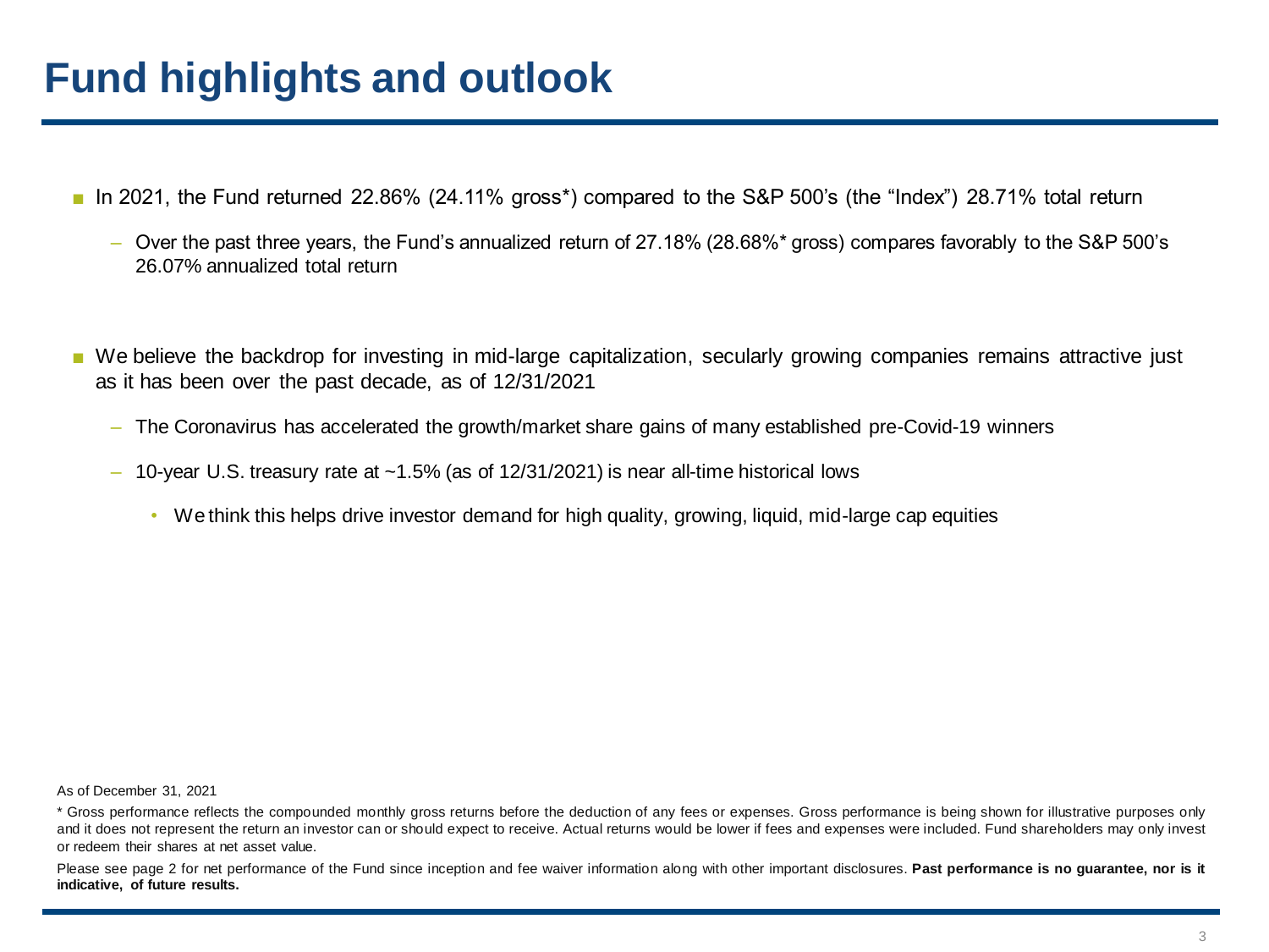# Fund highlights and outlook

- In 2021, the Fund returned 22.86% (24.11% gross*) compared to the S&P 500's (the "Index") 28.71% total return
  - Over the past three years, the Fund's annualized return of 27.18% (28.68%* gross) compares favorably to the S&P 500's 26.07% annualized total return

- We believe the backdrop for investing in mid-large capitalization, secularly growing companies remains attractive just as it has been over the past decade, as of 12/31/2021
  - The Coronavirus has accelerated the growth/market share gains of many established pre-Covid-19 winners
  - 10-year U.S. treasury rate at ~1.5% (as of 12/31/2021) is near all-time historical lows
    - We think this helps drive investor demand for high quality, growing, liquid, mid-large cap equities

As of December 31, 2021

* Gross performance reflects the compounded monthly gross returns before the deduction of any fees or expenses. Gross performance is being shown for illustrative purposes only and it does not represent the return an investor can or should expect to receive. Actual returns would be lower if fees and expenses were included. Fund shareholders may only invest or redeem their shares at net asset value.

Please see page 2 for net performance of the Fund since inception and fee waiver information along with other important disclosures. **Past performance is no guarantee, nor is it indicative, of future results.**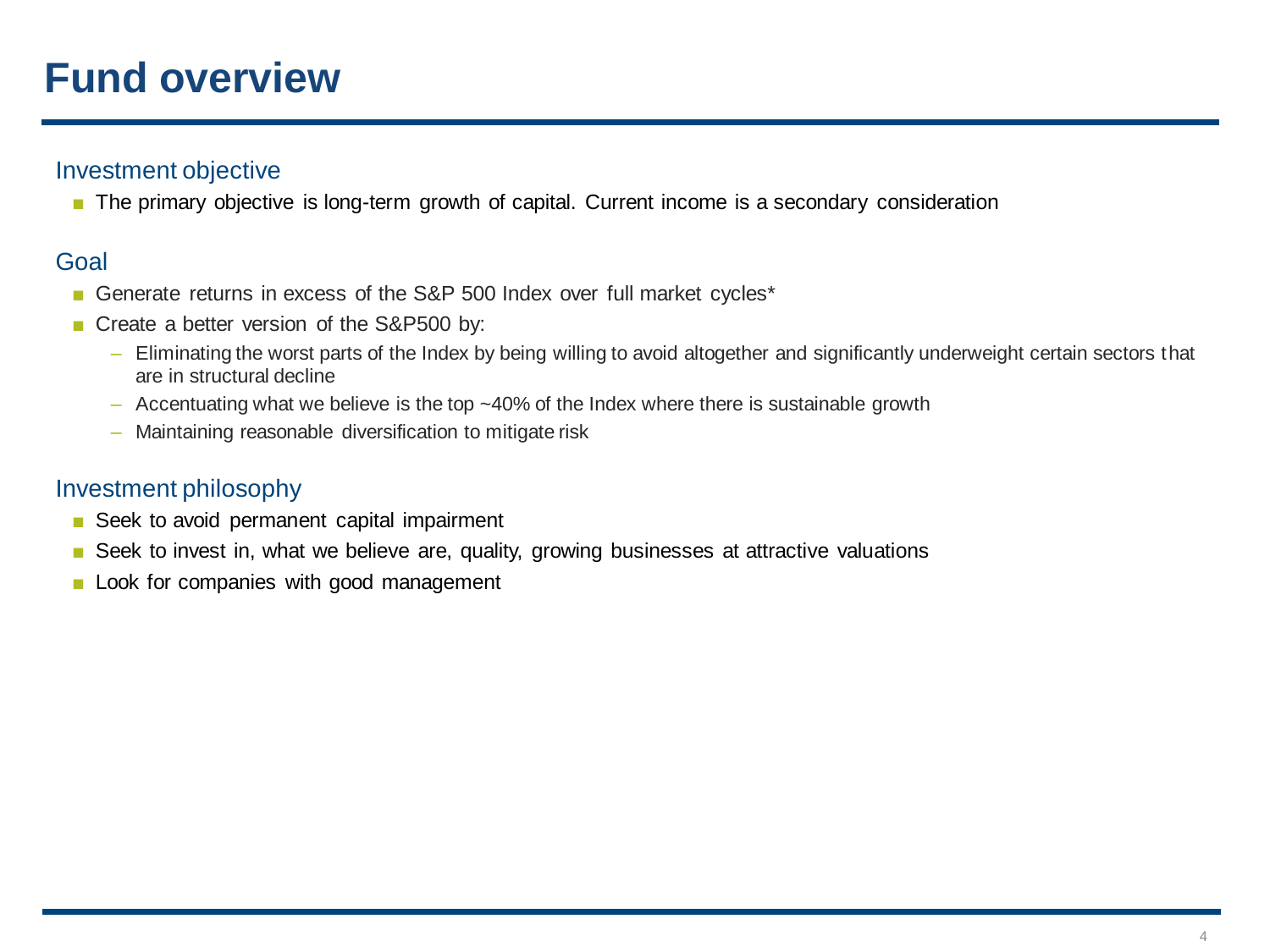# Fund overview

## Investment objective

- The primary objective is long-term growth of capital. Current income is a secondary consideration

## Goal

- Generate returns in excess of the S&P 500 Index over full market cycles*
- Create a better version of the S&P500 by:
  - Eliminating the worst parts of the Index by being willing to avoid altogether and significantly underweight certain sectors that are in structural decline
  - Accentuating what we believe is the top ~40% of the Index where there is sustainable growth
  - Maintaining reasonable diversification to mitigate risk

## Investment philosophy

- Seek to avoid permanent capital impairment
- Seek to invest in, what we believe are, quality, growing businesses at attractive valuations
- Look for companies with good management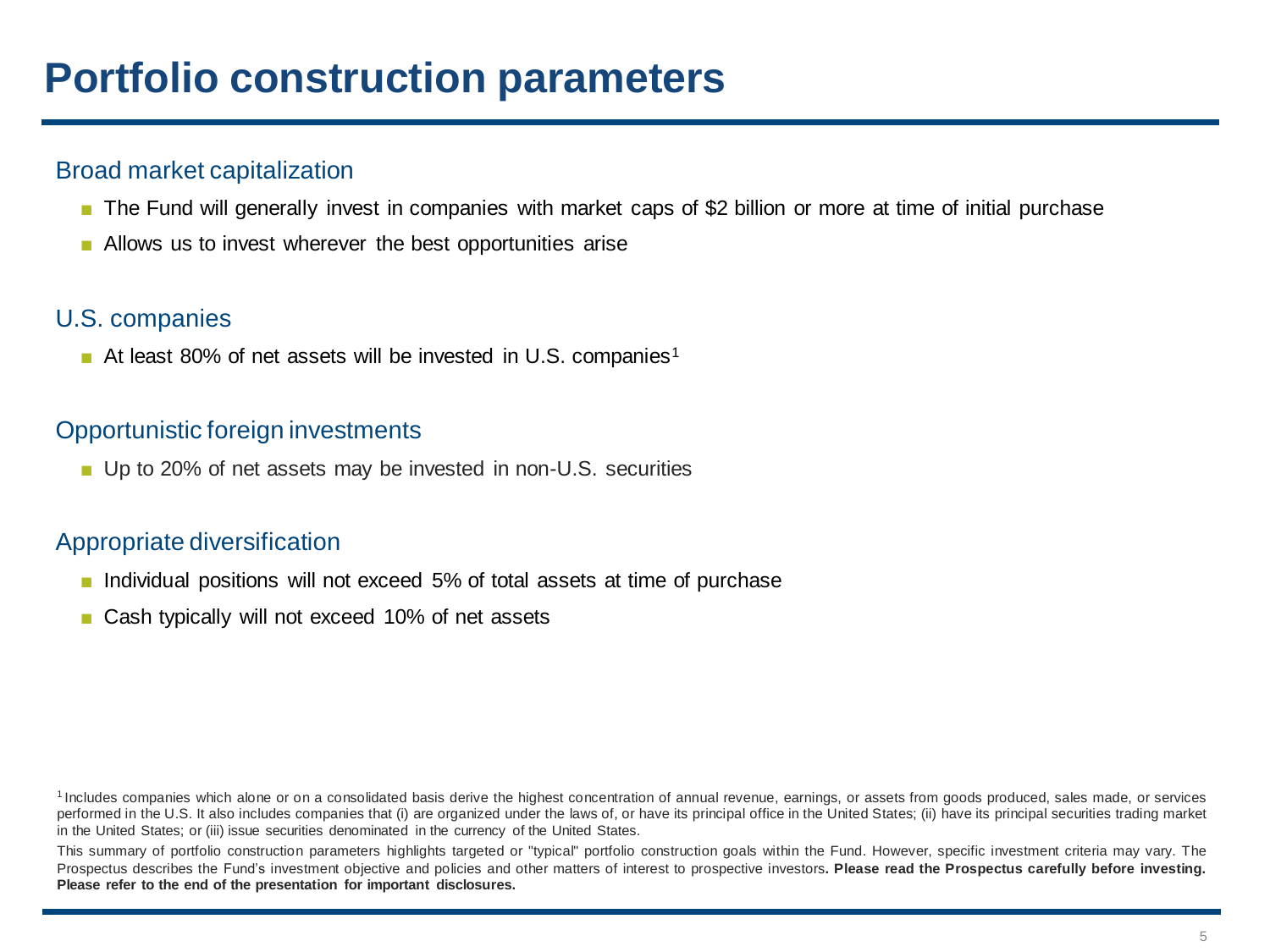# Portfolio construction parameters

## Broad market capitalization

- The Fund will generally invest in companies with market caps of $2 billion or more at time of initial purchase
- Allows us to invest wherever the best opportunities arise

## U.S. companies

- At least 80% of net assets will be invested in U.S. companies[1]

## Opportunistic foreign investments

- Up to 20% of net assets may be invested in non-U.S. securities

## Appropriate diversification

- Individual positions will not exceed 5% of total assets at time of purchase
- Cash typically will not exceed 10% of net assets

[1] Includes companies which alone or on a consolidated basis derive the highest concentration of annual revenue, earnings, or assets from goods produced, sales made, or services performed in the U.S. It also includes companies that (i) are organized under the laws of, or have its principal office in the United States; (ii) have its principal securities trading market in the United States; or (iii) issue securities denominated in the currency of the United States.

This summary of portfolio construction parameters highlights targeted or "typical" portfolio construction goals within the Fund. However, specific investment criteria may vary. The Prospectus describes the Fund's investment objective and policies and other matters of interest to prospective investors**. Please read the Prospectus carefully before investing. Please refer to the end of the presentation for important disclosures.**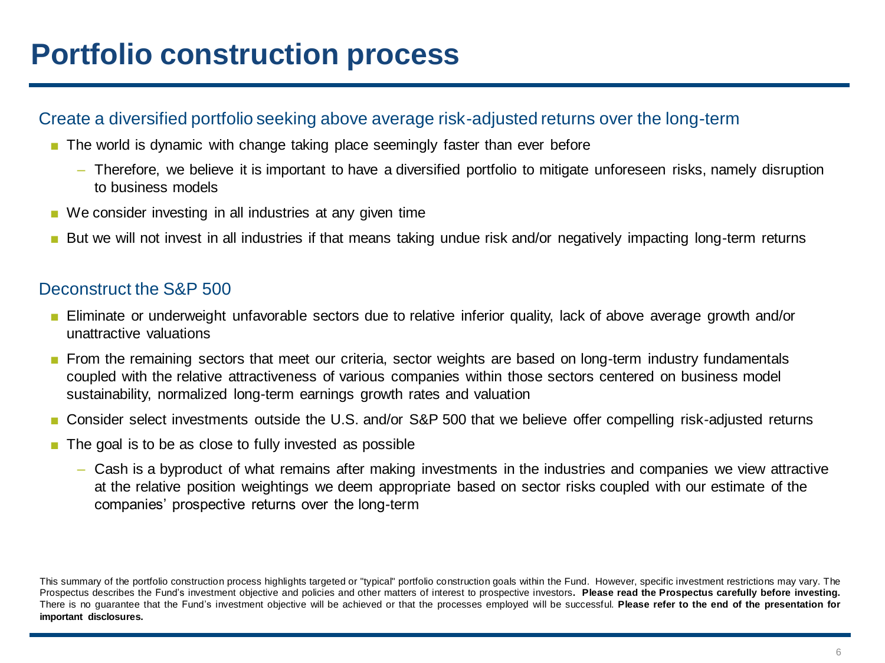# Portfolio construction process

## Create a diversified portfolio seeking above average risk-adjusted returns over the long-term

- The world is dynamic with change taking place seemingly faster than ever before
  - Therefore, we believe it is important to have a diversified portfolio to mitigate unforeseen risks, namely disruption to business models
- We consider investing in all industries at any given time
- But we will not invest in all industries if that means taking undue risk and/or negatively impacting long-term returns

## Deconstruct the S&P 500

- Eliminate or underweight unfavorable sectors due to relative inferior quality, lack of above average growth and/or unattractive valuations
- From the remaining sectors that meet our criteria, sector weights are based on long-term industry fundamentals coupled with the relative attractiveness of various companies within those sectors centered on business model sustainability, normalized long-term earnings growth rates and valuation
- Consider select investments outside the U.S. and/or S&P 500 that we believe offer compelling risk-adjusted returns
- The goal is to be as close to fully invested as possible
  - Cash is a byproduct of what remains after making investments in the industries and companies we view attractive at the relative position weightings we deem appropriate based on sector risks coupled with our estimate of the companies' prospective returns over the long-term

This summary of the portfolio construction process highlights targeted or "typical" portfolio construction goals within the Fund. However, specific investment restrictions may vary. The Prospectus describes the Fund's investment objective and policies and other matters of interest to prospective investors**. Please read the Prospectus carefully before investing.** There is no guarantee that the Fund's investment objective will be achieved or that the processes employed will be successful. **Please refer to the end of the presentation for important disclosures.**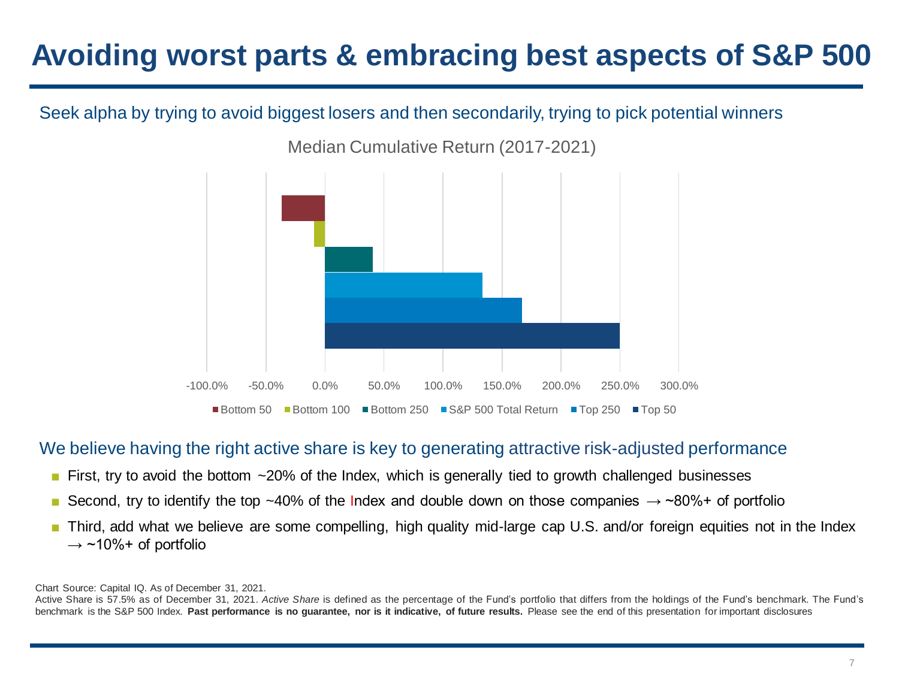# Avoiding worst parts & embracing best aspects of S&P 500

Seek alpha by trying to avoid biggest losers and then secondarily, trying to pick potential winners

Median Cumulative Return (2017-2021)

-100.0% -50.0% 0.0% 50.0% 100.0% 150.0% 200.0% 250.0% 300.0%

■ Bottom 50 ■ Bottom 100 ■ Bottom 250 ■ S&P 500 Total Return ■ Top 250 ■ Top 50

We believe having the right active share is key to generating attractive risk-adjusted performance

- First, try to avoid the bottom ~20% of the Index, which is generally tied to growth challenged businesses
- Second, try to identify the top ~40% of the Index and double down on those companies → ~80%+ of portfolio
- Third, add what we believe are some compelling, high quality mid-large cap U.S. and/or foreign equities not in the Index → ~10%+ of portfolio

Chart Source: Capital IQ. As of December 31, 2021.

Active Share is 57.5% as of December 31, 2021. *Active Share* is defined as the percentage of the Fund's portfolio that differs from the holdings of the Fund's benchmark. The Fund's benchmark is the S&P 500 Index. **Past performance is no guarantee, nor is it indicative, of future results.** Please see the end of this presentation for important disclosures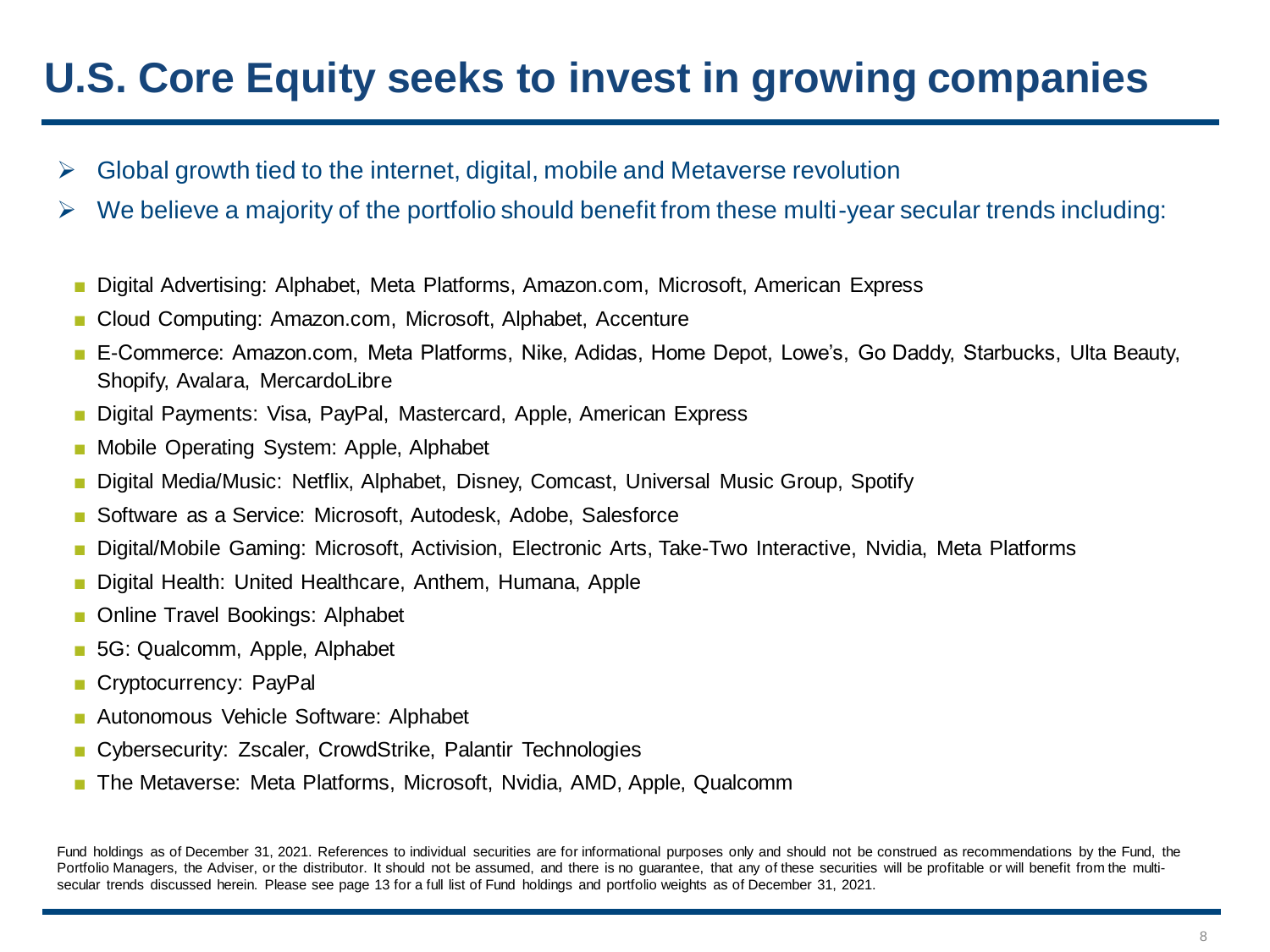# U.S. Core Equity seeks to invest in growing companies

- Global growth tied to the internet, digital, mobile and Metaverse revolution
- We believe a majority of the portfolio should benefit from these multi-year secular trends including:
  - Digital Advertising: Alphabet, Meta Platforms, Amazon.com, Microsoft, American Express
  - Cloud Computing: Amazon.com, Microsoft, Alphabet, Accenture
  - E-Commerce: Amazon.com, Meta Platforms, Nike, Adidas, Home Depot, Lowe's, Go Daddy, Starbucks, Ulta Beauty, Shopify, Avalara, MercardoLibre
  - Digital Payments: Visa, PayPal, Mastercard, Apple, American Express
  - Mobile Operating System: Apple, Alphabet
  - Digital Media/Music: Netflix, Alphabet, Disney, Comcast, Universal Music Group, Spotify
  - Software as a Service: Microsoft, Autodesk, Adobe, Salesforce
  - Digital/Mobile Gaming: Microsoft, Activision, Electronic Arts, Take-Two Interactive, Nvidia, Meta Platforms
  - Digital Health: United Healthcare, Anthem, Humana, Apple
  - Online Travel Bookings: Alphabet
  - 5G: Qualcomm, Apple, Alphabet
  - Cryptocurrency: PayPal
  - Autonomous Vehicle Software: Alphabet
  - Cybersecurity: Zscaler, CrowdStrike, Palantir Technologies
  - The Metaverse: Meta Platforms, Microsoft, Nvidia, AMD, Apple, Qualcomm

Fund holdings as of December 31, 2021. References to individual securities are for informational purposes only and should not be construed as recommendations by the Fund, the Portfolio Managers, the Adviser, or the distributor. It should not be assumed, and there is no guarantee, that any of these securities will be profitable or will benefit from the multi-secular trends discussed herein. Please see page 13 for a full list of Fund holdings and portfolio weights as of December 31, 2021.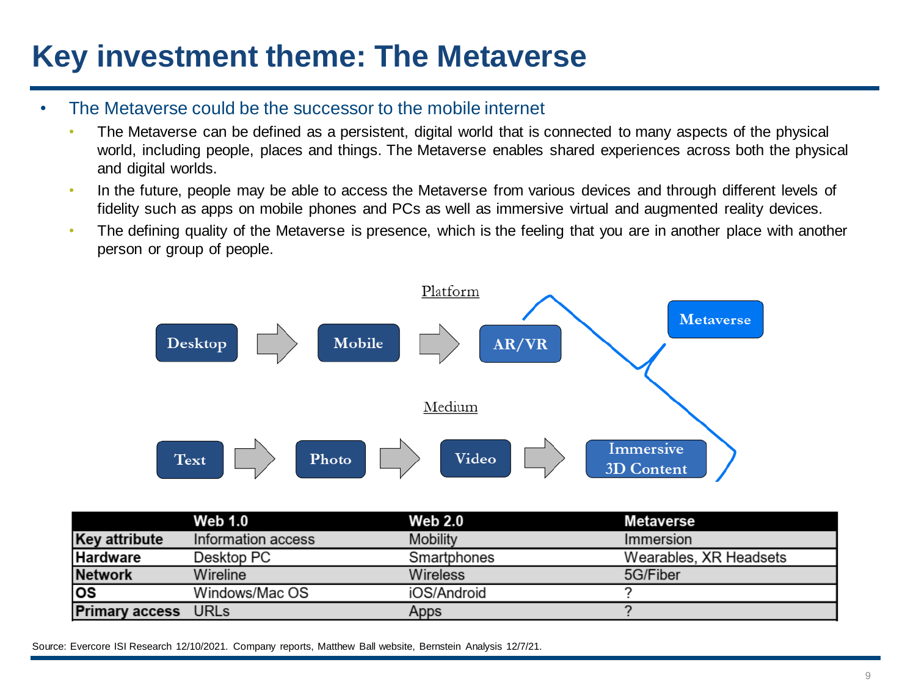# Key investment theme: The Metaverse

- The Metaverse could be the successor to the mobile internet
  - The Metaverse can be defined as a persistent, digital world that is connected to many aspects of the physical world, including people, places and things. The Metaverse enables shared experiences across both the physical and digital worlds.
  - In the future, people may be able to access the Metaverse from various devices and through different levels of fidelity such as apps on mobile phones and PCs as well as immersive virtual and augmented reality devices.
  - The defining quality of the Metaverse is presence, which is the feeling that you are in another place with another person or group of people.

Platform

Desktop → Mobile → AR/VR

Medium

Text → Photo → Video → Immersive 3D Content

Metaverse

| | Web 1.0 | Web 2.0 | Metaverse |
|---|---|---|---|
| **Key attribute** | Information access | Mobility | Immersion |
| **Hardware** | Desktop PC | Smartphones | Wearables, XR Headsets |
| **Network** | Wireline | Wireless | 5G/Fiber |
| **OS** | Windows/Mac OS | iOS/Android | ? |
| **Primary access** | URLs | Apps | ? |

Source: Evercore ISI Research 12/10/2021. Company reports, Matthew Ball website, Bernstein Analysis 12/7/21.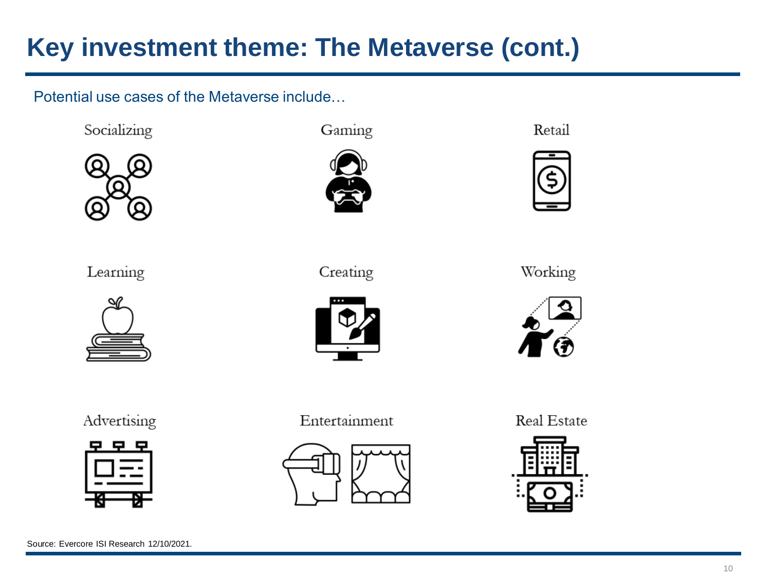# Key investment theme: The Metaverse (cont.)

Potential use cases of the Metaverse include…

| | | |
|---|---|---|
| Socializing | Gaming | Retail |
| Learning | Creating | Working |
| Advertising | Entertainment | Real Estate |

Source: Evercore ISI Research 12/10/2021.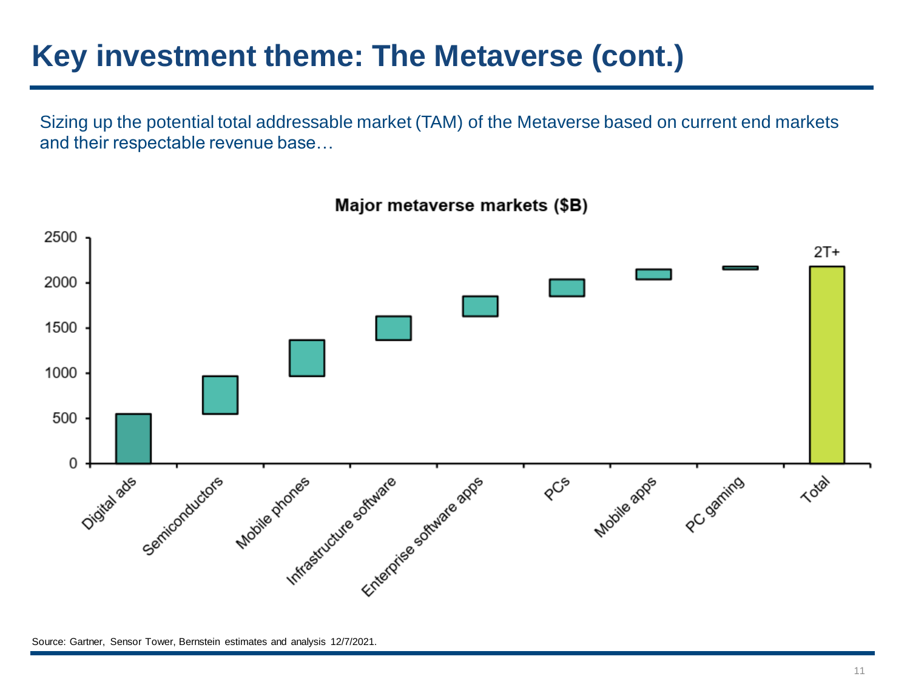# Key investment theme: The Metaverse (cont.)

Sizing up the potential total addressable market (TAM) of the Metaverse based on current end markets and their respectable revenue base…

**Major metaverse markets ($B)**

2500
2000
1500
1000
500
0

Digital ads, Semiconductors, Mobile phones, Infrastructure software, Enterprise software apps, PCs, Mobile apps, PC gaming, Total

2T+

Source: Gartner, Sensor Tower, Bernstein estimates and analysis 12/7/2021.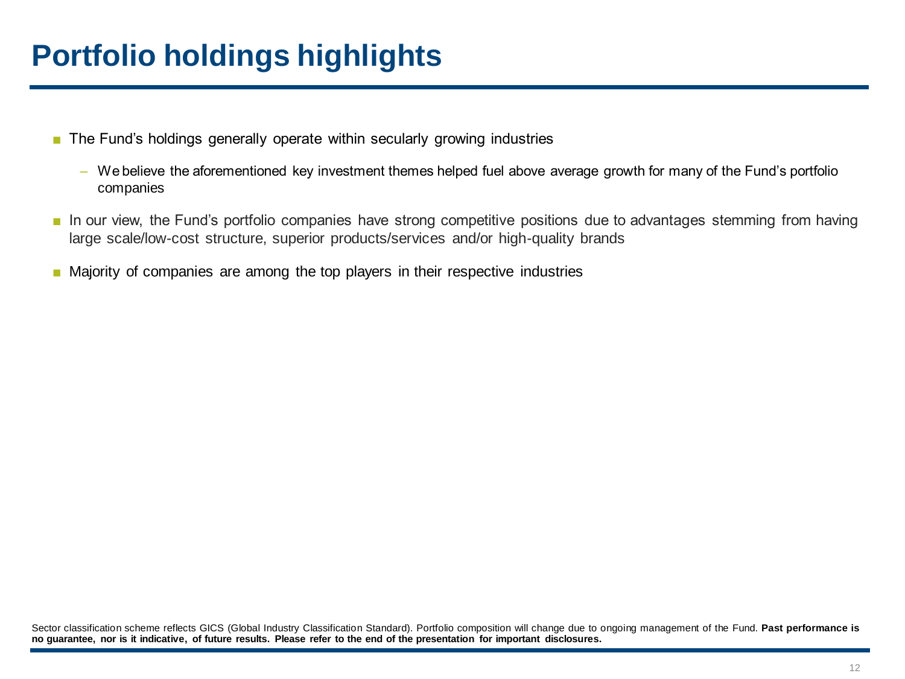# Portfolio holdings highlights

- The Fund's holdings generally operate within secularly growing industries
  - We believe the aforementioned key investment themes helped fuel above average growth for many of the Fund's portfolio companies
- In our view, the Fund's portfolio companies have strong competitive positions due to advantages stemming from having large scale/low-cost structure, superior products/services and/or high-quality brands
- Majority of companies are among the top players in their respective industries

Sector classification scheme reflects GICS (Global Industry Classification Standard). Portfolio composition will change due to ongoing management of the Fund. **Past performance is no guarantee, nor is it indicative, of future results. Please refer to the end of the presentation for important disclosures.**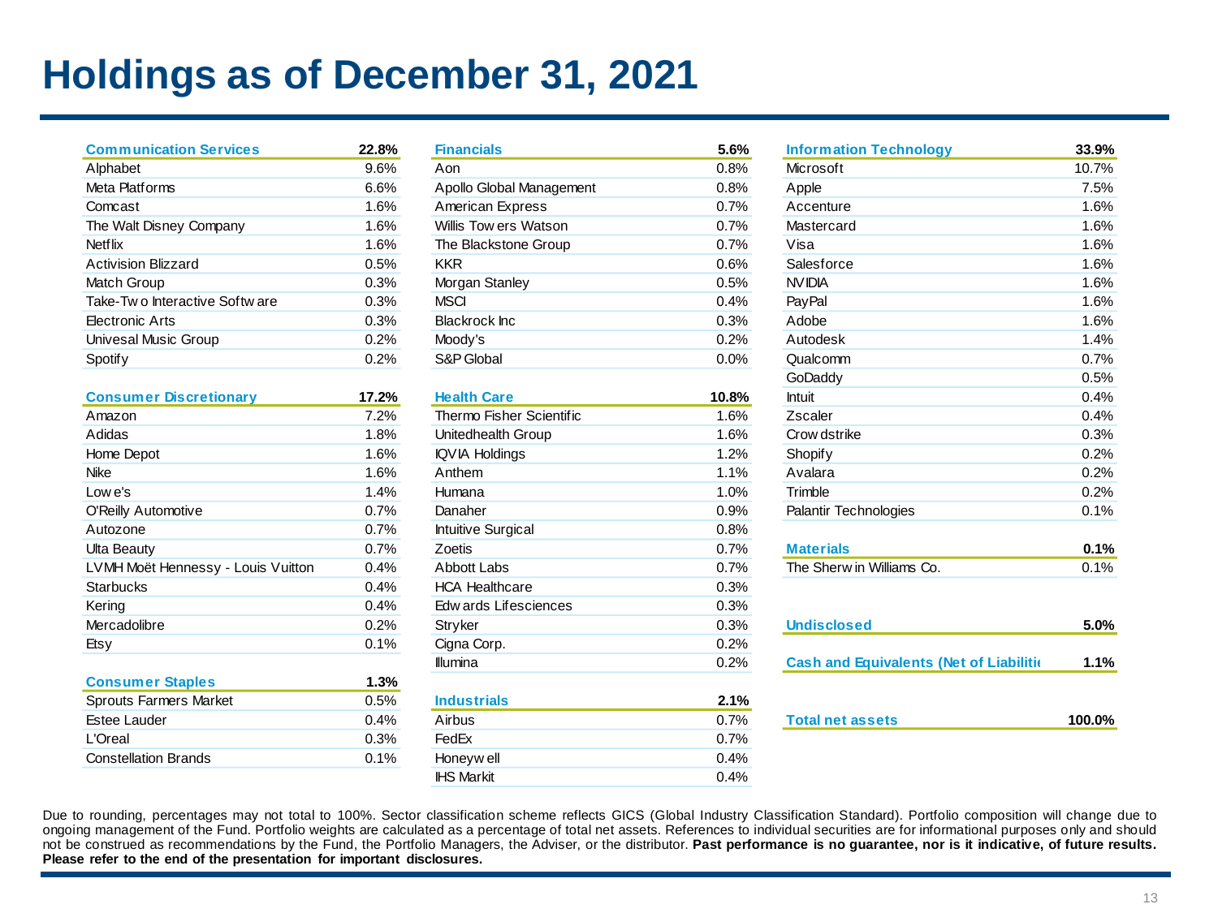# Holdings as of December 31, 2021

| Communication Services | 22.8% |
|---|---|
| Alphabet | 9.6% |
| Meta Platforms | 6.6% |
| Comcast | 1.6% |
| The Walt Disney Company | 1.6% |
| Netflix | 1.6% |
| Activision Blizzard | 0.5% |
| Match Group | 0.3% |
| Take-Two Interactive Software | 0.3% |
| Electronic Arts | 0.3% |
| Univesal Music Group | 0.2% |
| Spotify | 0.2% |

| Consumer Discretionary | 17.2% |
|---|---|
| Amazon | 7.2% |
| Adidas | 1.8% |
| Home Depot | 1.6% |
| Nike | 1.6% |
| Lowe's | 1.4% |
| O'Reilly Automotive | 0.7% |
| Autozone | 0.7% |
| Ulta Beauty | 0.7% |
| LVMH Moët Hennessy - Louis Vuitton | 0.4% |
| Starbucks | 0.4% |
| Kering | 0.4% |
| Mercadolibre | 0.2% |
| Etsy | 0.1% |

| Consumer Staples | 1.3% |
|---|---|
| Sprouts Farmers Market | 0.5% |
| Estee Lauder | 0.4% |
| L'Oreal | 0.3% |
| Constellation Brands | 0.1% |

| Financials | 5.6% |
|---|---|
| Aon | 0.8% |
| Apollo Global Management | 0.8% |
| American Express | 0.7% |
| Willis Towers Watson | 0.7% |
| The Blackstone Group | 0.7% |
| KKR | 0.6% |
| Morgan Stanley | 0.5% |
| MSCI | 0.4% |
| Blackrock Inc | 0.3% |
| Moody's | 0.2% |
| S&P Global | 0.0% |

| Health Care | 10.8% |
|---|---|
| Thermo Fisher Scientific | 1.6% |
| Unitedhealth Group | 1.6% |
| IQVIA Holdings | 1.2% |
| Anthem | 1.1% |
| Humana | 1.0% |
| Danaher | 0.9% |
| Intuitive Surgical | 0.8% |
| Zoetis | 0.7% |
| Abbott Labs | 0.7% |
| HCA Healthcare | 0.3% |
| Edwards Lifesciences | 0.3% |
| Stryker | 0.3% |
| Cigna Corp. | 0.2% |
| Illumina | 0.2% |

| Industrials | 2.1% |
|---|---|
| Airbus | 0.7% |
| FedEx | 0.7% |
| Honeywell | 0.4% |
| IHS Markit | 0.4% |

| Information Technology | 33.9% |
|---|---|
| Microsoft | 10.7% |
| Apple | 7.5% |
| Accenture | 1.6% |
| Mastercard | 1.6% |
| Visa | 1.6% |
| Salesforce | 1.6% |
| NVIDIA | 1.6% |
| PayPal | 1.6% |
| Adobe | 1.6% |
| Autodesk | 1.4% |
| Qualcomm | 0.7% |
| GoDaddy | 0.5% |
| Intuit | 0.4% |
| Zscaler | 0.4% |
| Crowdstrike | 0.3% |
| Shopify | 0.2% |
| Avalara | 0.2% |
| Trimble | 0.2% |
| Palantir Technologies | 0.1% |

| Materials | 0.1% |
|---|---|
| The Sherwin Williams Co. | 0.1% |

| Undisclosed | 5.0% |
|---|---|

| Cash and Equivalents (Net of Liabilitie | 1.1% |
|---|---|

| Total net assets | 100.0% |
|---|---|

Due to rounding, percentages may not total to 100%. Sector classification scheme reflects GICS (Global Industry Classification Standard). Portfolio composition will change due to ongoing management of the Fund. Portfolio weights are calculated as a percentage of total net assets. References to individual securities are for informational purposes only and should not be construed as recommendations by the Fund, the Portfolio Managers, the Adviser, or the distributor. **Past performance is no guarantee, nor is it indicative, of future results. Please refer to the end of the presentation for important disclosures.**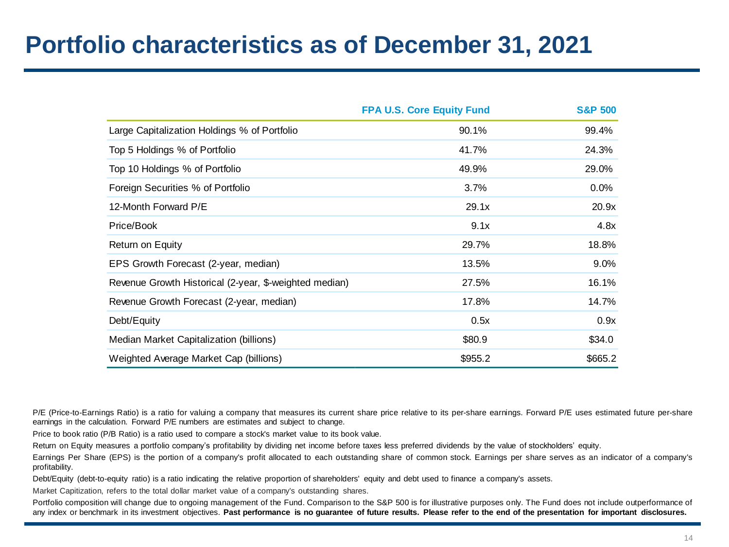# Portfolio characteristics as of December 31, 2021

| | FPA U.S. Core Equity Fund | S&P 500 |
|---|---|---|
| Large Capitalization Holdings % of Portfolio | 90.1% | 99.4% |
| Top 5 Holdings % of Portfolio | 41.7% | 24.3% |
| Top 10 Holdings % of Portfolio | 49.9% | 29.0% |
| Foreign Securities % of Portfolio | 3.7% | 0.0% |
| 12-Month Forward P/E | 29.1x | 20.9x |
| Price/Book | 9.1x | 4.8x |
| Return on Equity | 29.7% | 18.8% |
| EPS Growth Forecast (2-year, median) | 13.5% | 9.0% |
| Revenue Growth Historical (2-year, $-weighted median) | 27.5% | 16.1% |
| Revenue Growth Forecast (2-year, median) | 17.8% | 14.7% |
| Debt/Equity | 0.5x | 0.9x |
| Median Market Capitalization (billions) | $80.9 | $34.0 |
| Weighted Average Market Cap (billions) | $955.2 | $665.2 |

P/E (Price-to-Earnings Ratio) is a ratio for valuing a company that measures its current share price relative to its per-share earnings. Forward P/E uses estimated future per-share earnings in the calculation. Forward P/E numbers are estimates and subject to change.

Price to book ratio (P/B Ratio) is a ratio used to compare a stock's market value to its book value.

Return on Equity measures a portfolio company's profitability by dividing net income before taxes less preferred dividends by the value of stockholders' equity.

Earnings Per Share (EPS) is the portion of a company's profit allocated to each outstanding share of common stock. Earnings per share serves as an indicator of a company's profitability.

Debt/Equity (debt-to-equity ratio) is a ratio indicating the relative proportion of shareholders' equity and debt used to finance a company's assets.

Market Capitization, refers to the total dollar market value of a company's outstanding shares.

Portfolio composition will change due to ongoing management of the Fund. Comparison to the S&P 500 is for illustrative purposes only. The Fund does not include outperformance of any index or benchmark in its investment objectives. **Past performance is no guarantee of future results. Please refer to the end of the presentation for important disclosures.**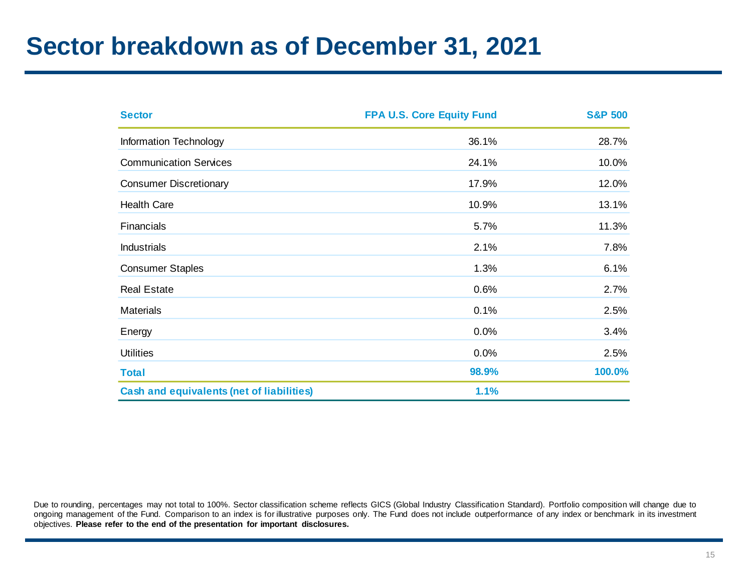# Sector breakdown as of December 31, 2021

| Sector | FPA U.S. Core Equity Fund | S&P 500 |
|---|---|---|
| Information Technology | 36.1% | 28.7% |
| Communication Services | 24.1% | 10.0% |
| Consumer Discretionary | 17.9% | 12.0% |
| Health Care | 10.9% | 13.1% |
| Financials | 5.7% | 11.3% |
| Industrials | 2.1% | 7.8% |
| Consumer Staples | 1.3% | 6.1% |
| Real Estate | 0.6% | 2.7% |
| Materials | 0.1% | 2.5% |
| Energy | 0.0% | 3.4% |
| Utilities | 0.0% | 2.5% |
| **Total** | **98.9%** | **100.0%** |
| **Cash and equivalents (net of liabilities)** | **1.1%** | |

Due to rounding, percentages may not total to 100%. Sector classification scheme reflects GICS (Global Industry Classification Standard). Portfolio composition will change due to ongoing management of the Fund. Comparison to an index is for illustrative purposes only. The Fund does not include outperformance of any index or benchmark in its investment objectives. **Please refer to the end of the presentation for important disclosures.**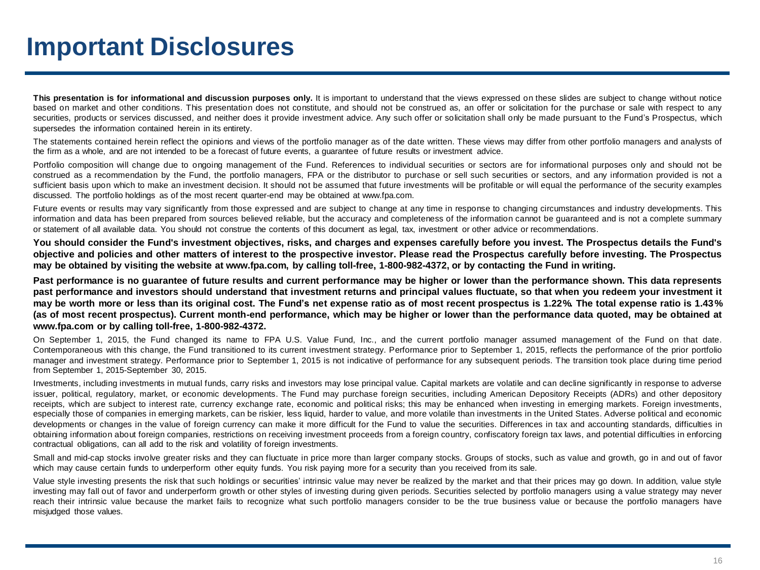# Important Disclosures

**This presentation is for informational and discussion purposes only.** It is important to understand that the views expressed on these slides are subject to change without notice based on market and other conditions. This presentation does not constitute, and should not be construed as, an offer or solicitation for the purchase or sale with respect to any securities, products or services discussed, and neither does it provide investment advice. Any such offer or solicitation shall only be made pursuant to the Fund's Prospectus, which supersedes the information contained herein in its entirety.

The statements contained herein reflect the opinions and views of the portfolio manager as of the date written. These views may differ from other portfolio managers and analysts of the firm as a whole, and are not intended to be a forecast of future events, a guarantee of future results or investment advice.

Portfolio composition will change due to ongoing management of the Fund. References to individual securities or sectors are for informational purposes only and should not be construed as a recommendation by the Fund, the portfolio managers, FPA or the distributor to purchase or sell such securities or sectors, and any information provided is not a sufficient basis upon which to make an investment decision. It should not be assumed that future investments will be profitable or will equal the performance of the security examples discussed. The portfolio holdings as of the most recent quarter-end may be obtained at www.fpa.com.

Future events or results may vary significantly from those expressed and are subject to change at any time in response to changing circumstances and industry developments. This information and data has been prepared from sources believed reliable, but the accuracy and completeness of the information cannot be guaranteed and is not a complete summary or statement of all available data. You should not construe the contents of this document as legal, tax, investment or other advice or recommendations.

**You should consider the Fund's investment objectives, risks, and charges and expenses carefully before you invest. The Prospectus details the Fund's objective and policies and other matters of interest to the prospective investor. Please read the Prospectus carefully before investing. The Prospectus may be obtained by visiting the website at www.fpa.com, by calling toll-free, 1-800-982-4372, or by contacting the Fund in writing.**

**Past performance is no guarantee of future results and current performance may be higher or lower than the performance shown. This data represents past performance and investors should understand that investment returns and principal values fluctuate, so that when you redeem your investment it may be worth more or less than its original cost. The Fund's net expense ratio as of most recent prospectus is 1.22%. The total expense ratio is 1.43% (as of most recent prospectus). Current month-end performance, which may be higher or lower than the performance data quoted, may be obtained at www.fpa.com or by calling toll-free, 1-800-982-4372.**

On September 1, 2015, the Fund changed its name to FPA U.S. Value Fund, Inc., and the current portfolio manager assumed management of the Fund on that date. Contemporaneous with this change, the Fund transitioned to its current investment strategy. Performance prior to September 1, 2015, reflects the performance of the prior portfolio manager and investment strategy. Performance prior to September 1, 2015 is not indicative of performance for any subsequent periods. The transition took place during time period from September 1, 2015-September 30, 2015.

Investments, including investments in mutual funds, carry risks and investors may lose principal value. Capital markets are volatile and can decline significantly in response to adverse issuer, political, regulatory, market, or economic developments. The Fund may purchase foreign securities, including American Depository Receipts (ADRs) and other depository receipts, which are subject to interest rate, currency exchange rate, economic and political risks; this may be enhanced when investing in emerging markets. Foreign investments, especially those of companies in emerging markets, can be riskier, less liquid, harder to value, and more volatile than investments in the United States. Adverse political and economic developments or changes in the value of foreign currency can make it more difficult for the Fund to value the securities. Differences in tax and accounting standards, difficulties in obtaining information about foreign companies, restrictions on receiving investment proceeds from a foreign country, confiscatory foreign tax laws, and potential difficulties in enforcing contractual obligations, can all add to the risk and volatility of foreign investments.

Small and mid-cap stocks involve greater risks and they can fluctuate in price more than larger company stocks. Groups of stocks, such as value and growth, go in and out of favor which may cause certain funds to underperform other equity funds. You risk paying more for a security than you received from its sale.

Value style investing presents the risk that such holdings or securities' intrinsic value may never be realized by the market and that their prices may go down. In addition, value style investing may fall out of favor and underperform growth or other styles of investing during given periods. Securities selected by portfolio managers using a value strategy may never reach their intrinsic value because the market fails to recognize what such portfolio managers consider to be the true business value or because the portfolio managers have misjudged those values.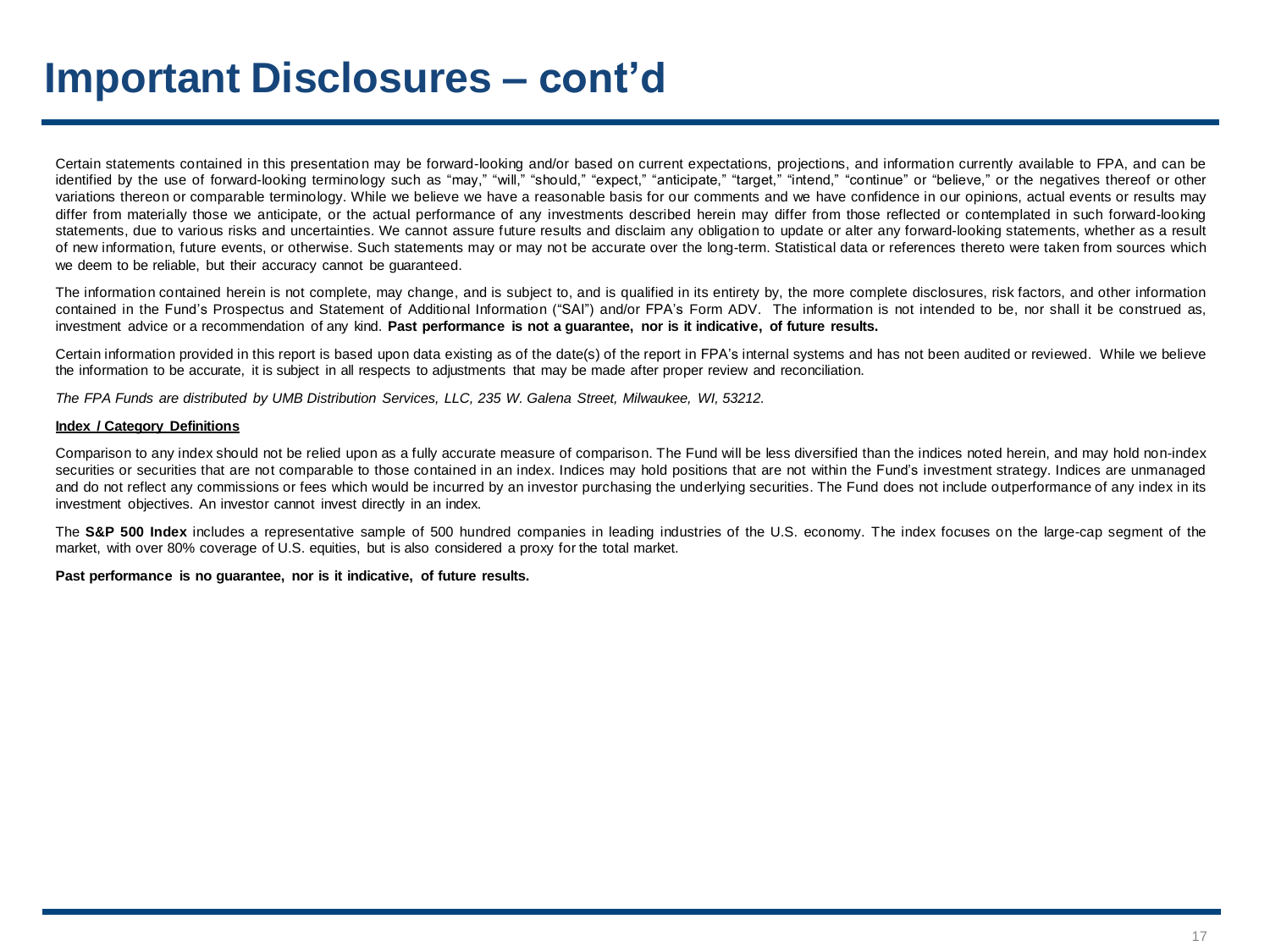# Important Disclosures – cont'd

Certain statements contained in this presentation may be forward-looking and/or based on current expectations, projections, and information currently available to FPA, and can be identified by the use of forward-looking terminology such as "may," "will," "should," "expect," "anticipate," "target," "intend," "continue" or "believe," or the negatives thereof or other variations thereon or comparable terminology. While we believe we have a reasonable basis for our comments and we have confidence in our opinions, actual events or results may differ from materially those we anticipate, or the actual performance of any investments described herein may differ from those reflected or contemplated in such forward-looking statements, due to various risks and uncertainties. We cannot assure future results and disclaim any obligation to update or alter any forward-looking statements, whether as a result of new information, future events, or otherwise. Such statements may or may not be accurate over the long-term. Statistical data or references thereto were taken from sources which we deem to be reliable, but their accuracy cannot be guaranteed.

The information contained herein is not complete, may change, and is subject to, and is qualified in its entirety by, the more complete disclosures, risk factors, and other information contained in the Fund's Prospectus and Statement of Additional Information ("SAI") and/or FPA's Form ADV. The information is not intended to be, nor shall it be construed as, investment advice or a recommendation of any kind. **Past performance is not a guarantee, nor is it indicative, of future results.**

Certain information provided in this report is based upon data existing as of the date(s) of the report in FPA's internal systems and has not been audited or reviewed. While we believe the information to be accurate, it is subject in all respects to adjustments that may be made after proper review and reconciliation.

*The FPA Funds are distributed by UMB Distribution Services, LLC, 235 W. Galena Street, Milwaukee, WI, 53212.*

**Index / Category Definitions**

Comparison to any index should not be relied upon as a fully accurate measure of comparison. The Fund will be less diversified than the indices noted herein, and may hold non-index securities or securities that are not comparable to those contained in an index. Indices may hold positions that are not within the Fund's investment strategy. Indices are unmanaged and do not reflect any commissions or fees which would be incurred by an investor purchasing the underlying securities. The Fund does not include outperformance of any index in its investment objectives. An investor cannot invest directly in an index.

The **S&P 500 Index** includes a representative sample of 500 hundred companies in leading industries of the U.S. economy. The index focuses on the large-cap segment of the market, with over 80% coverage of U.S. equities, but is also considered a proxy for the total market.

**Past performance is no guarantee, nor is it indicative, of future results.**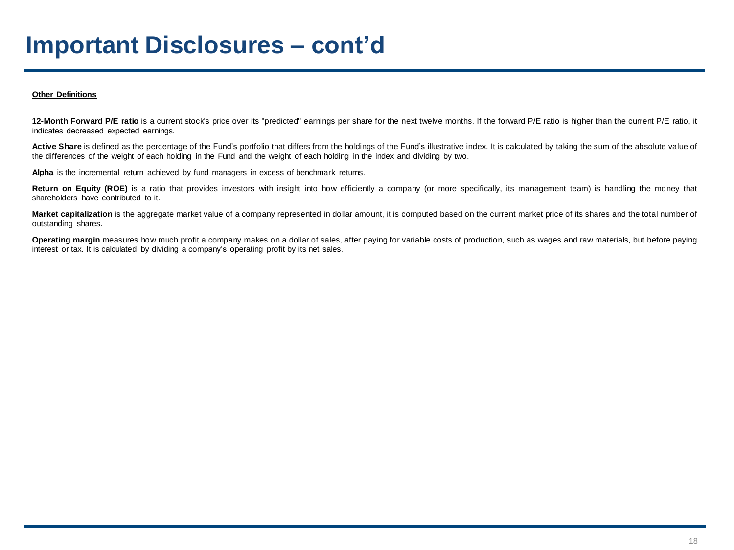# Important Disclosures – cont'd

**Other Definitions**

**12-Month Forward P/E ratio** is a current stock's price over its "predicted" earnings per share for the next twelve months. If the forward P/E ratio is higher than the current P/E ratio, it indicates decreased expected earnings.

**Active Share** is defined as the percentage of the Fund's portfolio that differs from the holdings of the Fund's illustrative index. It is calculated by taking the sum of the absolute value of the differences of the weight of each holding in the Fund and the weight of each holding in the index and dividing by two.

**Alpha** is the incremental return achieved by fund managers in excess of benchmark returns.

**Return on Equity (ROE)** is a ratio that provides investors with insight into how efficiently a company (or more specifically, its management team) is handling the money that shareholders have contributed to it.

**Market capitalization** is the aggregate market value of a company represented in dollar amount, it is computed based on the current market price of its shares and the total number of outstanding shares.

**Operating margin** measures how much profit a company makes on a dollar of sales, after paying for variable costs of production, such as wages and raw materials, but before paying interest or tax. It is calculated by dividing a company's operating profit by its net sales.